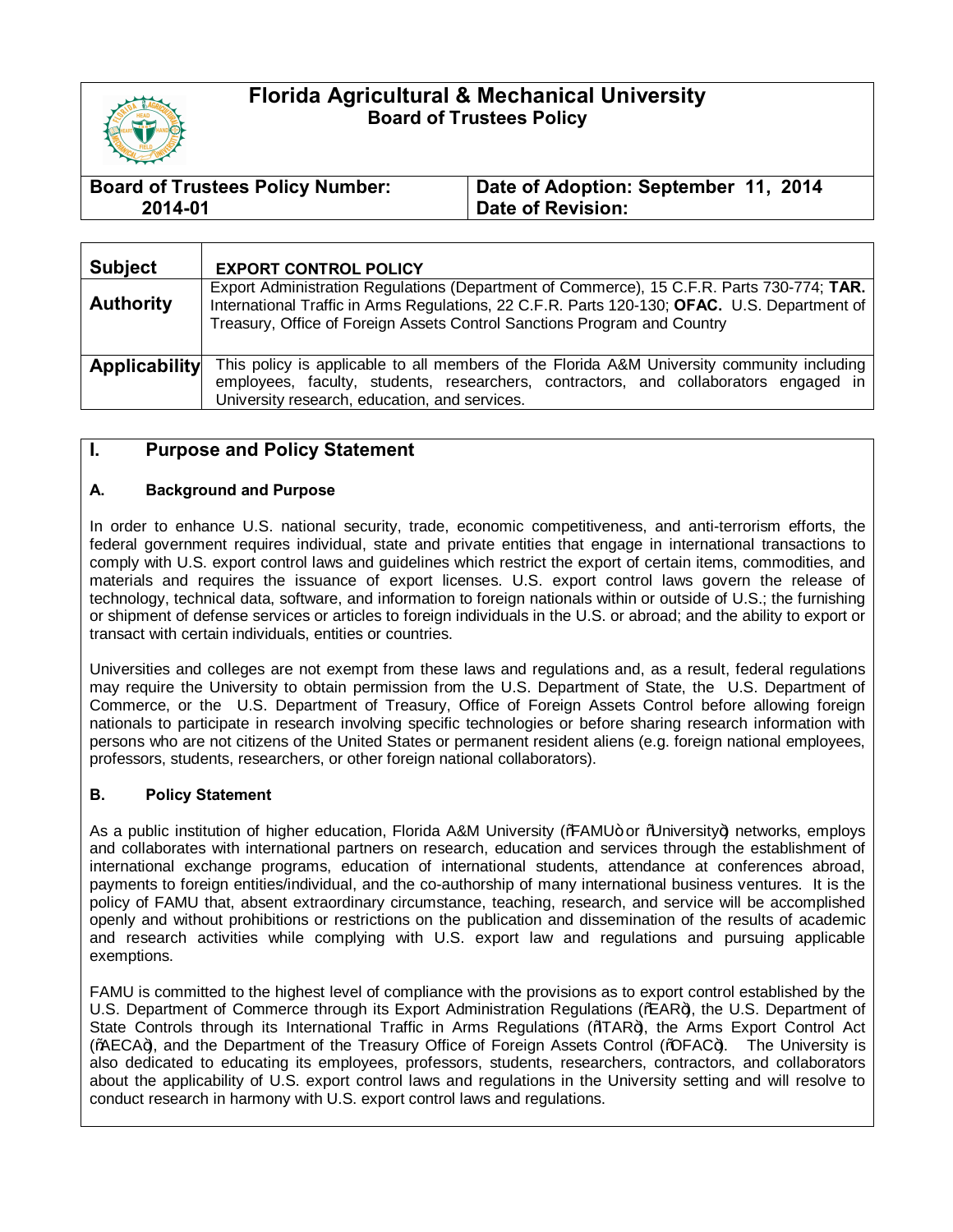# Florida Agricultural & Mechanical University
## Board of Trustees Policy

| Board of Trustees Policy Number: 2014-01 | Date of Adoption: September 11, 2014<br>Date of Revision: |
|---|---|

| **Subject** | **EXPORT CONTROL POLICY** |
|---|---|
| **Authority** | Export Administration Regulations (Department of Commerce), 15 C.F.R. Parts 730-774; **TAR.** International Traffic in Arms Regulations, 22 C.F.R. Parts 120-130; **OFAC.** U.S. Department of Treasury, Office of Foreign Assets Control Sanctions Program and Country |
| **Applicability** | This policy is applicable to all members of the Florida A&M University community including employees, faculty, students, researchers, contractors, and collaborators engaged in University research, education, and services. |

## I. Purpose and Policy Statement

### A. Background and Purpose

In order to enhance U.S. national security, trade, economic competitiveness, and anti-terrorism efforts, the federal government requires individual, state and private entities that engage in international transactions to comply with U.S. export control laws and guidelines which restrict the export of certain items, commodities, and materials and requires the issuance of export licenses. U.S. export control laws govern the release of technology, technical data, software, and information to foreign nationals within or outside of U.S.; the furnishing or shipment of defense services or articles to foreign individuals in the U.S. or abroad; and the ability to export or transact with certain individuals, entities or countries.

Universities and colleges are not exempt from these laws and regulations and, as a result, federal regulations may require the University to obtain permission from the U.S. Department of State, the U.S. Department of Commerce, or the U.S. Department of Treasury, Office of Foreign Assets Control before allowing foreign nationals to participate in research involving specific technologies or before sharing research information with persons who are not citizens of the United States or permanent resident aliens (e.g. foreign national employees, professors, students, researchers, or other foreign national collaborators).

### B. Policy Statement

As a public institution of higher education, Florida A&M University ("FAMU" or "University") networks, employs and collaborates with international partners on research, education and services through the establishment of international exchange programs, education of international students, attendance at conferences abroad, payments to foreign entities/individual, and the co-authorship of many international business ventures. It is the policy of FAMU that, absent extraordinary circumstance, teaching, research, and service will be accomplished openly and without prohibitions or restrictions on the publication and dissemination of the results of academic and research activities while complying with U.S. export law and regulations and pursuing applicable exemptions.

FAMU is committed to the highest level of compliance with the provisions as to export control established by the U.S. Department of Commerce through its Export Administration Regulations ("EAR"), the U.S. Department of State Controls through its International Traffic in Arms Regulations ("ITAR"), the Arms Export Control Act ("AECA"), and the Department of the Treasury Office of Foreign Assets Control ("OFAC"). The University is also dedicated to educating its employees, professors, students, researchers, contractors, and collaborators about the applicability of U.S. export control laws and regulations in the University setting and will resolve to conduct research in harmony with U.S. export control laws and regulations.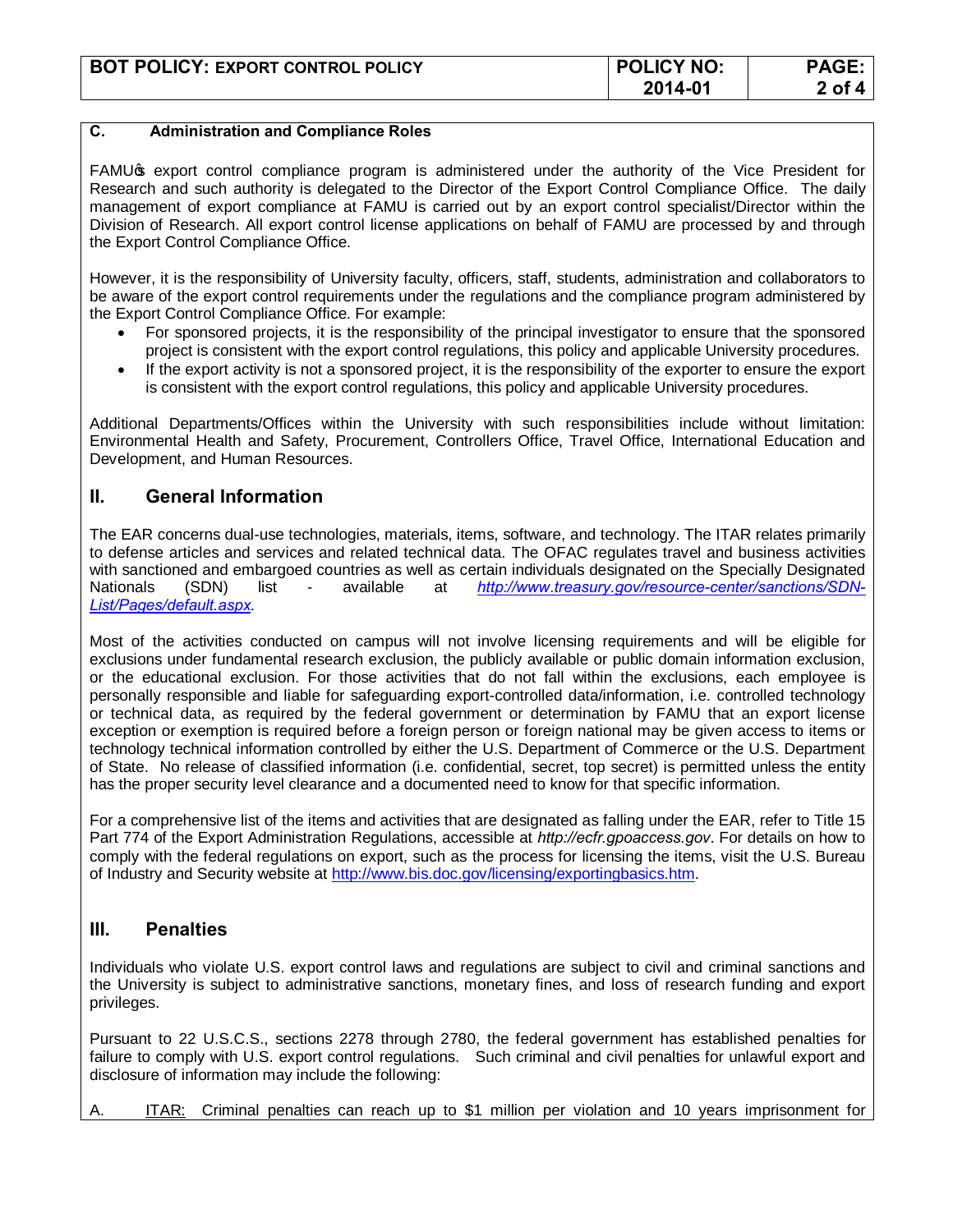### C. Administration and Compliance Roles

FAMU's export control compliance program is administered under the authority of the Vice President for Research and such authority is delegated to the Director of the Export Control Compliance Office. The daily management of export compliance at FAMU is carried out by an export control specialist/Director within the Division of Research. All export control license applications on behalf of FAMU are processed by and through the Export Control Compliance Office.

However, it is the responsibility of University faculty, officers, staff, students, administration and collaborators to be aware of the export control requirements under the regulations and the compliance program administered by the Export Control Compliance Office. For example:

- For sponsored projects, it is the responsibility of the principal investigator to ensure that the sponsored project is consistent with the export control regulations, this policy and applicable University procedures.
- If the export activity is not a sponsored project, it is the responsibility of the exporter to ensure the export is consistent with the export control regulations, this policy and applicable University procedures.

Additional Departments/Offices within the University with such responsibilities include without limitation: Environmental Health and Safety, Procurement, Controllers Office, Travel Office, International Education and Development, and Human Resources.

## II. General Information

The EAR concerns dual-use technologies, materials, items, software, and technology. The ITAR relates primarily to defense articles and services and related technical data. The OFAC regulates travel and business activities with sanctioned and embargoed countries as well as certain individuals designated on the Specially Designated Nationals (SDN) list - available at *http://www.treasury.gov/resource-center/sanctions/SDN-List/Pages/default.aspx*.

Most of the activities conducted on campus will not involve licensing requirements and will be eligible for exclusions under fundamental research exclusion, the publicly available or public domain information exclusion, or the educational exclusion. For those activities that do not fall within the exclusions, each employee is personally responsible and liable for safeguarding export-controlled data/information, i.e. controlled technology or technical data, as required by the federal government or determination by FAMU that an export license exception or exemption is required before a foreign person or foreign national may be given access to items or technology technical information controlled by either the U.S. Department of Commerce or the U.S. Department of State. No release of classified information (i.e. confidential, secret, top secret) is permitted unless the entity has the proper security level clearance and a documented need to know for that specific information.

For a comprehensive list of the items and activities that are designated as falling under the EAR, refer to Title 15 Part 774 of the Export Administration Regulations, accessible at *http://ecfr.gpoaccess.gov*. For details on how to comply with the federal regulations on export, such as the process for licensing the items, visit the U.S. Bureau of Industry and Security website at http://www.bis.doc.gov/licensing/exportingbasics.htm.

## III. Penalties

Individuals who violate U.S. export control laws and regulations are subject to civil and criminal sanctions and the University is subject to administrative sanctions, monetary fines, and loss of research funding and export privileges.

Pursuant to 22 U.S.C.S., sections 2278 through 2780, the federal government has established penalties for failure to comply with U.S. export control regulations. Such criminal and civil penalties for unlawful export and disclosure of information may include the following:

A. ITAR: Criminal penalties can reach up to $1 million per violation and 10 years imprisonment for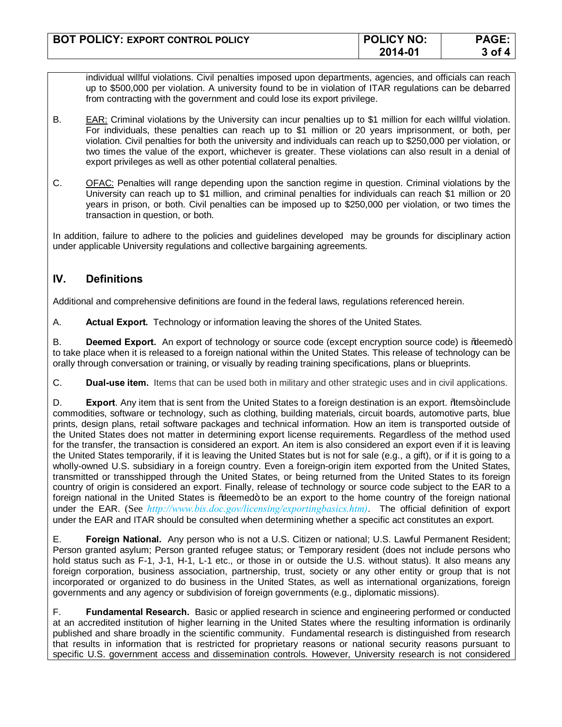individual willful violations. Civil penalties imposed upon departments, agencies, and officials can reach up to $500,000 per violation. A university found to be in violation of ITAR regulations can be debarred from contracting with the government and could lose its export privilege.

B. EAR: Criminal violations by the University can incur penalties up to $1 million for each willful violation. For individuals, these penalties can reach up to $1 million or 20 years imprisonment, or both, per violation. Civil penalties for both the university and individuals can reach up to $250,000 per violation, or two times the value of the export, whichever is greater. These violations can also result in a denial of export privileges as well as other potential collateral penalties.

C. OFAC: Penalties will range depending upon the sanction regime in question. Criminal violations by the University can reach up to $1 million, and criminal penalties for individuals can reach $1 million or 20 years in prison, or both. Civil penalties can be imposed up to $250,000 per violation, or two times the transaction in question, or both.

In addition, failure to adhere to the policies and guidelines developed may be grounds for disciplinary action under applicable University regulations and collective bargaining agreements.

## IV. Definitions

Additional and comprehensive definitions are found in the federal laws, regulations referenced herein.

A. **Actual Export.** Technology or information leaving the shores of the United States.

B. **Deemed Export.** An export of technology or source code (except encryption source code) is "deemed" to take place when it is released to a foreign national within the United States. This release of technology can be orally through conversation or training, or visually by reading training specifications, plans or blueprints.

C. **Dual-use item.** Items that can be used both in military and other strategic uses and in civil applications.

D. **Export**. Any item that is sent from the United States to a foreign destination is an export. "Items" include commodities, software or technology, such as clothing, building materials, circuit boards, automotive parts, blue prints, design plans, retail software packages and technical information. How an item is transported outside of the United States does not matter in determining export license requirements. Regardless of the method used for the transfer, the transaction is considered an export. An item is also considered an export even if it is leaving the United States temporarily, if it is leaving the United States but is not for sale (e.g., a gift), or if it is going to a wholly-owned U.S. subsidiary in a foreign country. Even a foreign-origin item exported from the United States, transmitted or transshipped through the United States, or being returned from the United States to its foreign country of origin is considered an export. Finally, release of technology or source code subject to the EAR to a foreign national in the United States is "deemed" to be an export to the home country of the foreign national under the EAR. (See *http://www.bis.doc.gov/licensing/exportingbasics.htm)*. The official definition of export under the EAR and ITAR should be consulted when determining whether a specific act constitutes an export.

E. **Foreign National.** Any person who is not a U.S. Citizen or national; U.S. Lawful Permanent Resident; Person granted asylum; Person granted refugee status; or Temporary resident (does not include persons who hold status such as F-1, J-1, H-1, L-1 etc., or those in or outside the U.S. without status). It also means any foreign corporation, business association, partnership, trust, society or any other entity or group that is not incorporated or organized to do business in the United States, as well as international organizations, foreign governments and any agency or subdivision of foreign governments (e.g., diplomatic missions).

F. **Fundamental Research.** Basic or applied research in science and engineering performed or conducted at an accredited institution of higher learning in the United States where the resulting information is ordinarily published and share broadly in the scientific community. Fundamental research is distinguished from research that results in information that is restricted for proprietary reasons or national security reasons pursuant to specific U.S. government access and dissemination controls. However, University research is not considered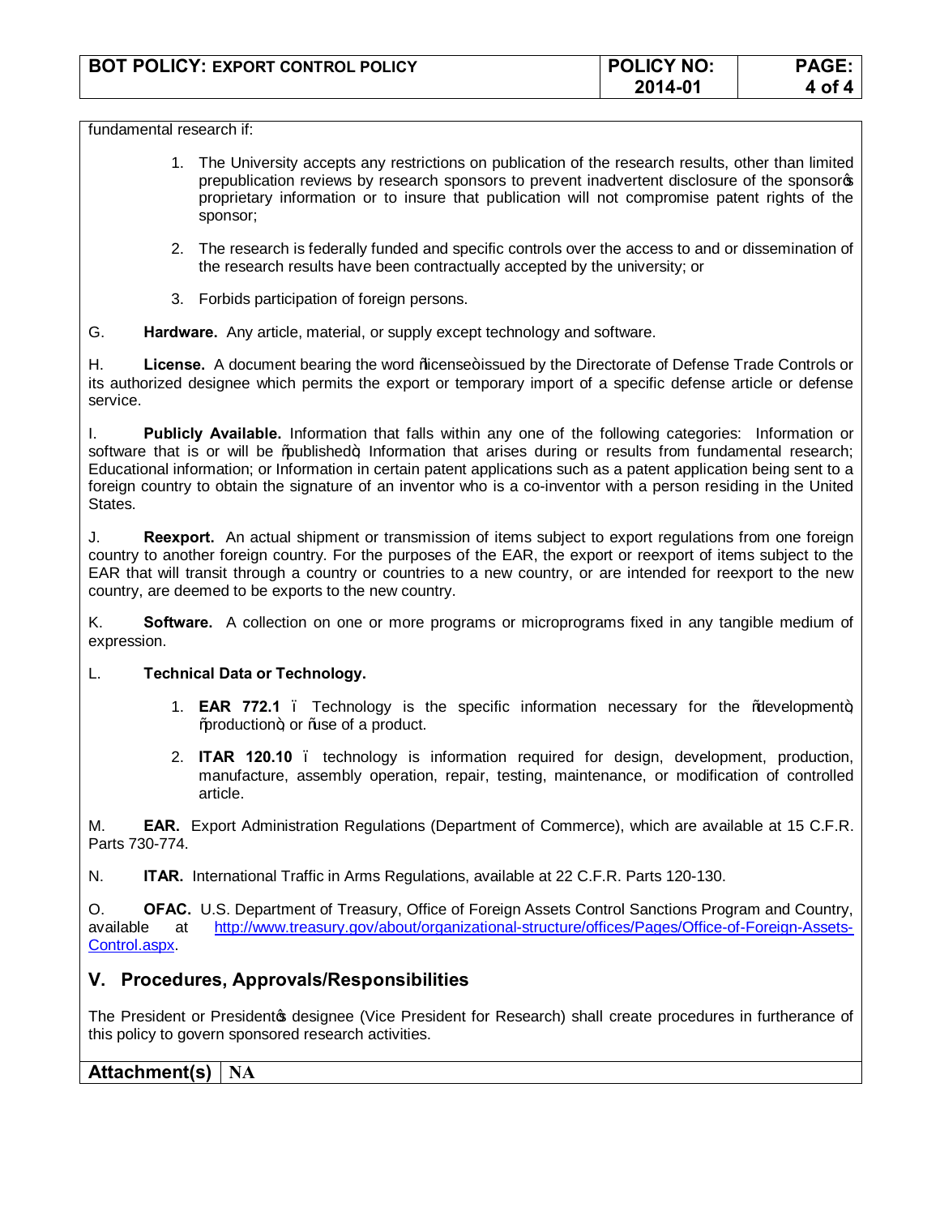fundamental research if:

1. The University accepts any restrictions on publication of the research results, other than limited prepublication reviews by research sponsors to prevent inadvertent disclosure of the sponsor's proprietary information or to insure that publication will not compromise patent rights of the sponsor;

2. The research is federally funded and specific controls over the access to and or dissemination of the research results have been contractually accepted by the university; or

3. Forbids participation of foreign persons.

G. **Hardware.** Any article, material, or supply except technology and software.

H. **License.** A document bearing the word "license" issued by the Directorate of Defense Trade Controls or its authorized designee which permits the export or temporary import of a specific defense article or defense service.

I. **Publicly Available.** Information that falls within any one of the following categories: Information or software that is or will be "published"; Information that arises during or results from fundamental research; Educational information; or Information in certain patent applications such as a patent application being sent to a foreign country to obtain the signature of an inventor who is a co-inventor with a person residing in the United States.

J. **Reexport.** An actual shipment or transmission of items subject to export regulations from one foreign country to another foreign country. For the purposes of the EAR, the export or reexport of items subject to the EAR that will transit through a country or countries to a new country, or are intended for reexport to the new country, are deemed to be exports to the new country.

K. **Software.** A collection on one or more programs or microprograms fixed in any tangible medium of expression.

L. **Technical Data or Technology.**

1. **EAR 772.1** – Technology is the specific information necessary for the "development", "production", or "use of a product.

2. **ITAR 120.10** – technology is information required for design, development, production, manufacture, assembly operation, repair, testing, maintenance, or modification of controlled article.

M. **EAR.** Export Administration Regulations (Department of Commerce), which are available at 15 C.F.R. Parts 730-774.

N. **ITAR.** International Traffic in Arms Regulations, available at 22 C.F.R. Parts 120-130.

O. **OFAC.** U.S. Department of Treasury, Office of Foreign Assets Control Sanctions Program and Country, available at http://www.treasury.gov/about/organizational-structure/offices/Pages/Office-of-Foreign-Assets-Control.aspx.

## V. Procedures, Approvals/Responsibilities

The President or President's designee (Vice President for Research) shall create procedures in furtherance of this policy to govern sponsored research activities.

| | |
|---|---|
| **Attachment(s)** | **NA** |